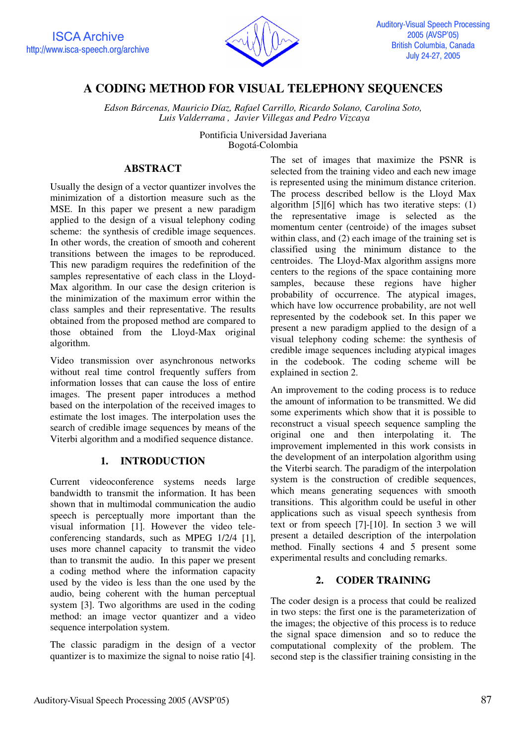# A CODING METHOD FOR VISUAL TELEPHONY SEQUENCES

*Edson Bárcenas, Mauricio Díaz, Rafael Carrillo, Ricardo Solano, Carolina Soto, Luis Valderrama , Javier Villegas and Pedro Vizcaya*

Pontificia Universidad Javeriana
Bogotá-Colombia

## ABSTRACT

Usually the design of a vector quantizer involves the minimization of a distortion measure such as the MSE. In this paper we present a new paradigm applied to the design of a visual telephony coding scheme: the synthesis of credible image sequences. In other words, the creation of smooth and coherent transitions between the images to be reproduced. This new paradigm requires the redefinition of the samples representative of each class in the Lloyd-Max algorithm. In our case the design criterion is the minimization of the maximum error within the class samples and their representative. The results obtained from the proposed method are compared to those obtained from the Lloyd-Max original algorithm.

Video transmission over asynchronous networks without real time control frequently suffers from information losses that can cause the loss of entire images. The present paper introduces a method based on the interpolation of the received images to estimate the lost images. The interpolation uses the search of credible image sequences by means of the Viterbi algorithm and a modified sequence distance.

## 1. INTRODUCTION

Current videoconference systems needs large bandwidth to transmit the information. It has been shown that in multimodal communication the audio speech is perceptually more important than the visual information [1]. However the video tele-conferencing standards, such as MPEG 1/2/4 [1], uses more channel capacity to transmit the video than to transmit the audio. In this paper we present a coding method where the information capacity used by the video is less than the one used by the audio, being coherent with the human perceptual system [3]. Two algorithms are used in the coding method: an image vector quantizer and a video sequence interpolation system.

The classic paradigm in the design of a vector quantizer is to maximize the signal to noise ratio [4]. The set of images that maximize the PSNR is selected from the training video and each new image is represented using the minimum distance criterion. The process described bellow is the Lloyd Max algorithm [5][6] which has two iterative steps: (1) the representative image is selected as the momentum center (centroide) of the images subset within class, and (2) each image of the training set is classified using the minimum distance to the centroides. The Lloyd-Max algorithm assigns more centers to the regions of the space containing more samples, because these regions have higher probability of occurrence. The atypical images, which have low occurrence probability, are not well represented by the codebook set. In this paper we present a new paradigm applied to the design of a visual telephony coding scheme: the synthesis of credible image sequences including atypical images in the codebook. The coding scheme will be explained in section 2.

An improvement to the coding process is to reduce the amount of information to be transmitted. We did some experiments which show that it is possible to reconstruct a visual speech sequence sampling the original one and then interpolating it. The improvement implemented in this work consists in the development of an interpolation algorithm using the Viterbi search. The paradigm of the interpolation system is the construction of credible sequences, which means generating sequences with smooth transitions. This algorithm could be useful in other applications such as visual speech synthesis from text or from speech [7]-[10]. In section 3 we will present a detailed description of the interpolation method. Finally sections 4 and 5 present some experimental results and concluding remarks.

## 2. CODER TRAINING

The coder design is a process that could be realized in two steps: the first one is the parameterization of the images; the objective of this process is to reduce the signal space dimension and so to reduce the computational complexity of the problem. The second step is the classifier training consisting in the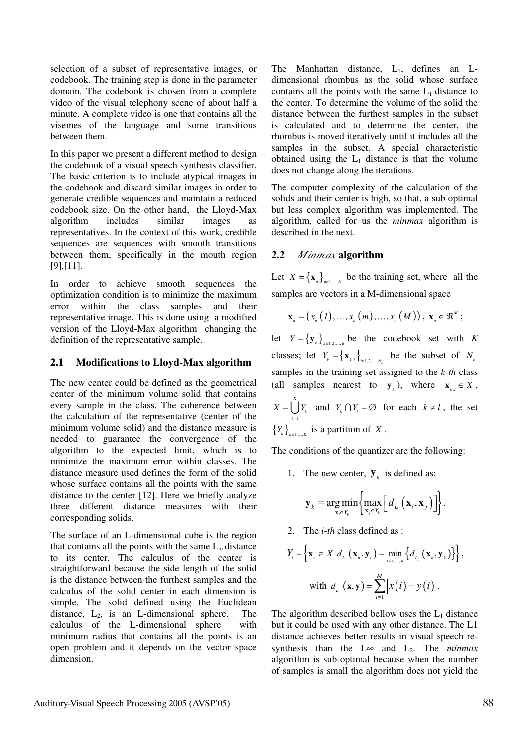selection of a subset of representative images, or codebook. The training step is done in the parameter domain. The codebook is chosen from a complete video of the visual telephony scene of about half a minute. A complete video is one that contains all the visemes of the language and some transitions between them.

In this paper we present a different method to design the codebook of a visual speech synthesis classifier. The basic criterion is to include atypical images in the codebook and discard similar images in order to generate credible sequences and maintain a reduced codebook size. On the other hand, the Lloyd-Max algorithm includes similar images as representatives. In the context of this work, credible sequences are sequences with smooth transitions between them, specifically in the mouth region [9],[11].

In order to achieve smooth sequences the optimization condition is to minimize the maximum error within the class samples and their representative image. This is done using a modified version of the Lloyd-Max algorithm changing the definition of the representative sample.

## 2.1 Modifications to Lloyd-Max algorithm

The new center could be defined as the geometrical center of the minimum volume solid that contains every sample in the class. The coherence between the calculation of the representative (center of the minimum volume solid) and the distance measure is needed to guarantee the convergence of the algorithm to the expected limit, which is to minimize the maximum error within classes. The distance measure used defines the form of the solid whose surface contains all the points with the same distance to the center [12]. Here we briefly analyze three different distance measures with their corresponding solids.

The surface of an L-dimensional cube is the region that contains all the points with the same $L_\infty$ distance to its center. The calculus of the center is straightforward because the side length of the solid is the distance between the furthest samples and the calculus of the solid center in each dimension is simple. The solid defined using the Euclidean distance, $L_2$, is an L-dimensional sphere. The calculus of the L-dimensional sphere with minimum radius that contains all the points is an open problem and it depends on the vector space dimension.

The Manhattan distance, $L_1$, defines an L-dimensional rhombus as the solid whose surface contains all the points with the same $L_1$ distance to the center. To determine the volume of the solid the distance between the furthest samples in the subset is calculated and to determine the center, the rhombus is moved iteratively until it includes all the samples in the subset. A special characteristic obtained using the $L_1$ distance is that the volume does not change along the iterations.

The computer complexity of the calculation of the solids and their center is high, so that, a sub optimal but less complex algorithm was implemented. The algorithm, called for us the *minmax* algorithm is described in the next.

## 2.2 *Minmax* algorithm

Let $X = \{\mathbf{x}_n\}_{n\in 1,\ldots,N}$ be the training set, where all the samples are vectors in a M-dimensional space

$$\mathbf{x}_n = \left(x_n(1), \ldots, x_n(m), \ldots, x_n(M)\right),\ \mathbf{x}_n \in \Re^M;$$

let $Y = \{\mathbf{y}_k\}_{k\in 1,2,\ldots,K}$ be the codebook set with $K$ classes; let $Y_k = \{\mathbf{x}_{k,i}\}_{i\in 1,2,\ldots,N_k}$ be the subset of $N_k$ samples in the training set assigned to the *k-th* class (all samples nearest to $\mathbf{y}_k$), where $\mathbf{x}_{k,i} \in X$, $X = \bigcup_{k=1}^{K} Y_k$ and $Y_k \cap Y_l = \varnothing$ for each $k \neq l$, the set $\{Y_k\}_{k\in 1,\ldots,K}$ is a partition of $X$.

The conditions of the quantizer are the following:

1. The new center, $\mathbf{y}_k$ is defined as:

$$\mathbf{y}_k = \underset{\mathbf{x}_i \in Y_k}{\arg\min} \left\{ \max_{\mathbf{x}_j \in Y_k} \left[ d_{L_1}\left(\mathbf{x}_i, \mathbf{x}_j\right) \right] \right\}.$$

2. The *i-th* class defined as :

$$Y_i = \left\{ \mathbf{x}_n \in X \left| d_{L_1}\left(\mathbf{x}_n, \mathbf{y}_i\right) = \min_{k\in 1,\ldots,K} \left\{ d_{L_1}\left(\mathbf{x}_n, \mathbf{y}_k\right) \right\} \right. \right\},$$

$$\text{with } d_{L_1}\left(\mathbf{x}, \mathbf{y}\right) = \sum_{i=1}^{M} \left| x(i) - y(i) \right|.$$

The algorithm described bellow uses the $L_1$ distance but it could be used with any other distance. The L1 distance achieves better results in visual speech re-synthesis than the $L_\infty$ and $L_2$. The *minmax* algorithm is sub-optimal because when the number of samples is small the algorithm does not yield the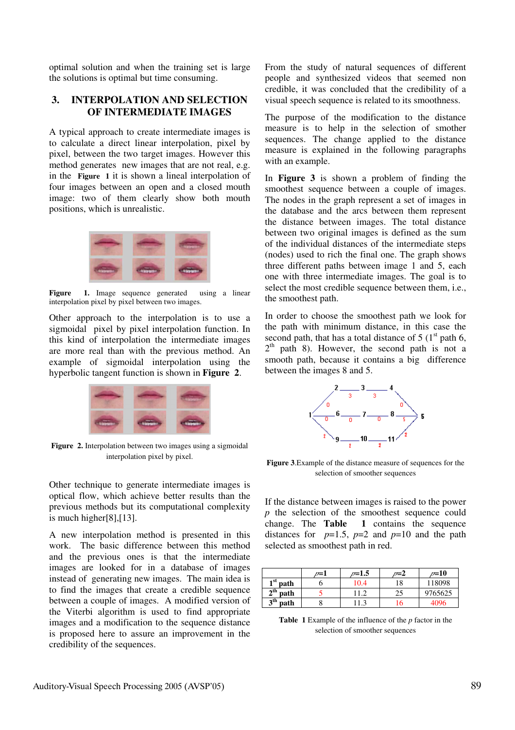optimal solution and when the training set is large the solutions is optimal but time consuming.

## 3. INTERPOLATION AND SELECTION OF INTERMEDIATE IMAGES

A typical approach to create intermediate images is to calculate a direct linear interpolation, pixel by pixel, between the two target images. However this method generates new images that are not real, e.g. in the **Figure 1** it is shown a lineal interpolation of four images between an open and a closed mouth image: two of them clearly show both mouth positions, which is unrealistic.

**Figure 1.** Image sequence generated using a linear interpolation pixel by pixel between two images.

Other approach to the interpolation is to use a sigmoidal pixel by pixel interpolation function. In this kind of interpolation the intermediate images are more real than with the previous method. An example of sigmoidal interpolation using the hyperbolic tangent function is shown in **Figure 2**.

**Figure 2.** Interpolation between two images using a sigmoidal interpolation pixel by pixel.

Other technique to generate intermediate images is optical flow, which achieve better results than the previous methods but its computational complexity is much higher[8],[13].

A new interpolation method is presented in this work. The basic difference between this method and the previous ones is that the intermediate images are looked for in a database of images instead of generating new images. The main idea is to find the images that create a credible sequence between a couple of images. A modified version of the Viterbi algorithm is used to find appropriate images and a modification to the sequence distance is proposed here to assure an improvement in the credibility of the sequences.

From the study of natural sequences of different people and synthesized videos that seemed non credible, it was concluded that the credibility of a visual speech sequence is related to its smoothness.

The purpose of the modification to the distance measure is to help in the selection of smother sequences. The change applied to the distance measure is explained in the following paragraphs with an example.

In **Figure 3** is shown a problem of finding the smoothest sequence between a couple of images. The nodes in the graph represent a set of images in the database and the arcs between them represent the distance between images. The total distance between two original images is defined as the sum of the individual distances of the intermediate steps (nodes) used to rich the final one. The graph shows three different paths between image 1 and 5, each one with three intermediate images. The goal is to select the most credible sequence between them, i.e., the smoothest path.

In order to choose the smoothest path we look for the path with minimum distance, in this case the second path, that has a total distance of 5 (1st path 6, 2th path 8). However, the second path is not a smooth path, because it contains a big difference between the images 8 and 5.

**Figure 3**.Example of the distance measure of sequences for the selection of smoother sequences

If the distance between images is raised to the power $p$ the selection of the smoothest sequence could change. The **Table 1** contains the sequence distances for $p$=1.5, $p$=2 and $p$=10 and the path selected as smoothest path in red.

| | $p$=1 | $p$=1.5 | $p$=2 | $p$=10 |
|---|---|---|---|---|
| 1st path | 6 | 10.4 | 18 | 118098 |
| 2th path | 5 | 11.2 | 25 | 9765625 |
| 3th path | 8 | 11.3 | 16 | 4096 |

**Table 1** Example of the influence of the $p$ factor in the selection of smoother sequences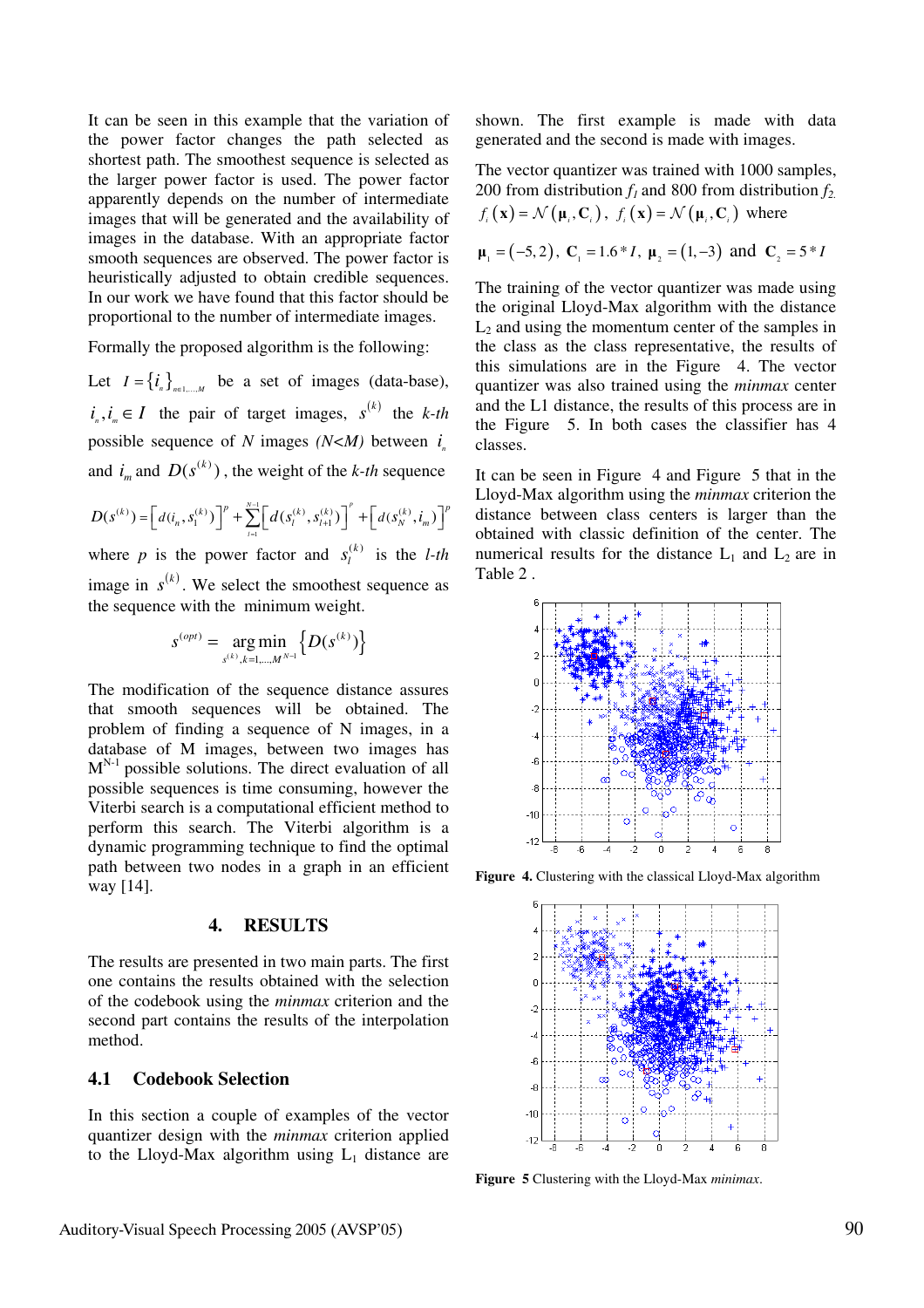It can be seen in this example that the variation of the power factor changes the path selected as shortest path. The smoothest sequence is selected as the larger power factor is used. The power factor apparently depends on the number of intermediate images that will be generated and the availability of images in the database. With an appropriate factor smooth sequences are observed. The power factor is heuristically adjusted to obtain credible sequences. In our work we have found that this factor should be proportional to the number of intermediate images.

Formally the proposed algorithm is the following:

Let $I = \{i_n\}_{n=1,\ldots,M}$ be a set of images (data-base), $i_n, i_m \in I$ the pair of target images, $s^{(k)}$ the *k-th* possible sequence of *N* images *(N<M)* between $i_n$ and $i_m$ and $D(s^{(k)})$, the weight of the *k-th* sequence

$$D(s^{(k)}) = \left[ d(i_n, s_1^{(k)}) \right]^p + \sum_{l=1}^{N-1} \left[ d(s_l^{(k)}, s_{l+1}^{(k)}) \right]^p + \left[ d(s_N^{(k)}, i_m) \right]^p$$

where $p$ is the power factor and $s_l^{(k)}$ is the *l-th* image in $s^{(k)}$. We select the smoothest sequence as the sequence with the minimum weight.

$$s^{(opt)} = \underset{s^{(k)}, k=1,\ldots,M^{N-1}}{\arg\min} \left\{ D(s^{(k)}) \right\}$$

The modification of the sequence distance assures that smooth sequences will be obtained. The problem of finding a sequence of N images, in a database of M images, between two images has $M^{N-1}$ possible solutions. The direct evaluation of all possible sequences is time consuming, however the Viterbi search is a computational efficient method to perform this search. The Viterbi algorithm is a dynamic programming technique to find the optimal path between two nodes in a graph in an efficient way [14].

## 4. RESULTS

The results are presented in two main parts. The first one contains the results obtained with the selection of the codebook using the *minmax* criterion and the second part contains the results of the interpolation method.

### 4.1 Codebook Selection

In this section a couple of examples of the vector quantizer design with the *minmax* criterion applied to the Lloyd-Max algorithm using $L_1$ distance are shown. The first example is made with data generated and the second is made with images.

The vector quantizer was trained with 1000 samples, 200 from distribution $f_1$ and 800 from distribution $f_2$. $f_i(\mathbf{x}) = \mathcal{N}(\boldsymbol{\mu}_i, \mathbf{C}_i)$, $f_i(\mathbf{x}) = \mathcal{N}(\boldsymbol{\mu}_i, \mathbf{C}_i)$ where

$\boldsymbol{\mu}_1 = (-5, 2)$, $\mathbf{C}_1 = 1.6 * I$, $\boldsymbol{\mu}_2 = (1, -3)$ and $\mathbf{C}_2 = 5 * I$

The training of the vector quantizer was made using the original Lloyd-Max algorithm with the distance $L_2$ and using the momentum center of the samples in the class as the class representative, the results of this simulations are in the Figure 4. The vector quantizer was also trained using the *minmax* center and the L1 distance, the results of this process are in the Figure 5. In both cases the classifier has 4 classes.

It can be seen in Figure 4 and Figure 5 that in the Lloyd-Max algorithm using the *minmax* criterion the distance between class centers is larger than the obtained with classic definition of the center. The numerical results for the distance $L_1$ and $L_2$ are in Table 2 .

**Figure 4.** Clustering with the classical Lloyd-Max algorithm

**Figure 5** Clustering with the Lloyd-Max *minimax*.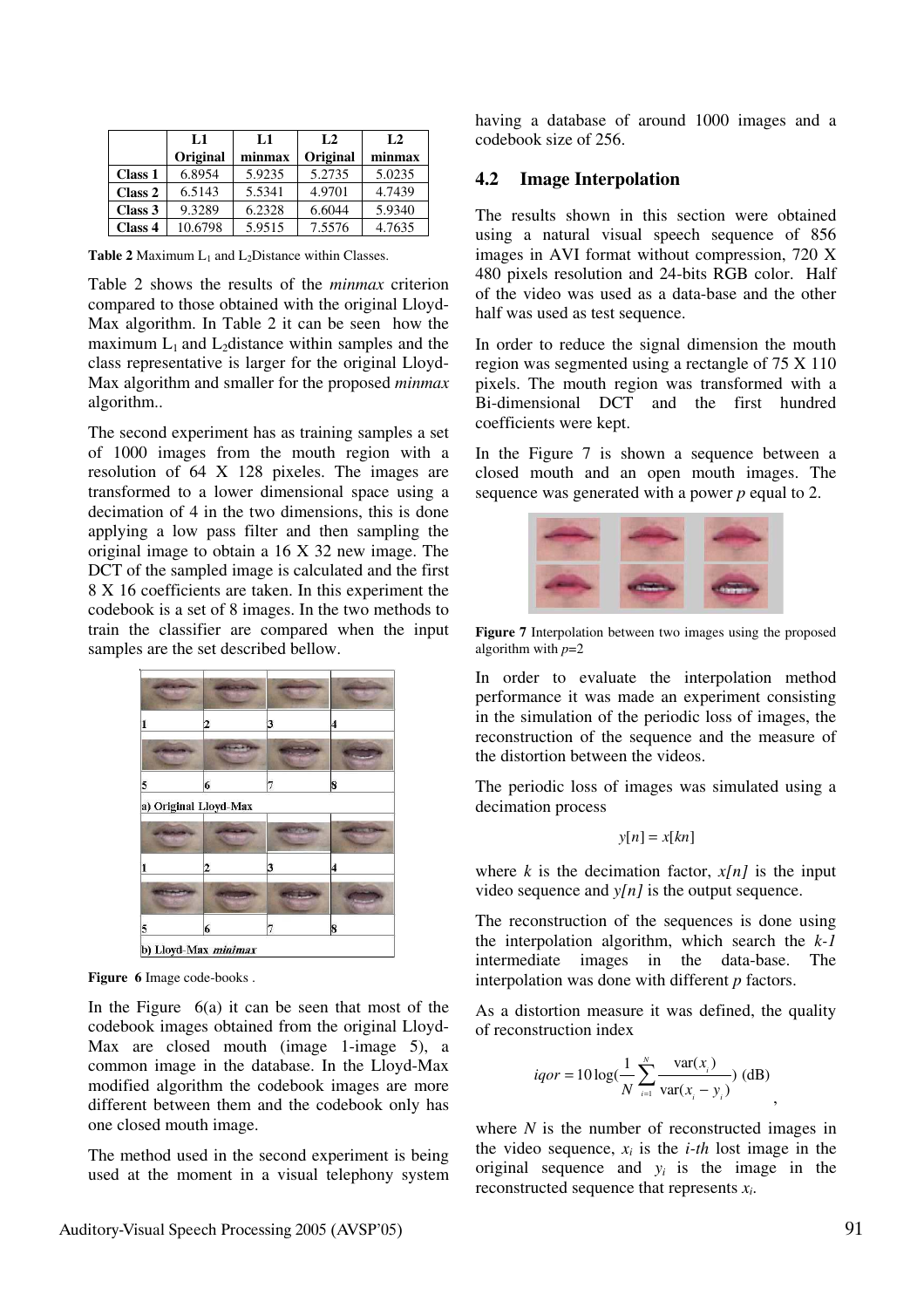|  | L1 Original | L1 minmax | L2 Original | L2 minmax |
|---|---|---|---|---|
| **Class 1** | 6.8954 | 5.9235 | 5.2735 | 5.0235 |
| **Class 2** | 6.5143 | 5.5341 | 4.9701 | 4.7439 |
| **Class 3** | 9.3289 | 6.2328 | 6.6044 | 5.9340 |
| **Class 4** | 10.6798 | 5.9515 | 7.5576 | 4.7635 |

**Table 2** Maximum $L_1$ and $L_2$Distance within Classes.

Table 2 shows the results of the *minmax* criterion compared to those obtained with the original Lloyd-Max algorithm. In Table 2 it can be seen how the maximum $L_1$ and $L_2$distance within samples and the class representative is larger for the original Lloyd-Max algorithm and smaller for the proposed *minmax* algorithm..

The second experiment has as training samples a set of 1000 images from the mouth region with a resolution of 64 X 128 pixeles. The images are transformed to a lower dimensional space using a decimation of 4 in the two dimensions, this is done applying a low pass filter and then sampling the original image to obtain a 16 X 32 new image. The DCT of the sampled image is calculated and the first 8 X 16 coefficients are taken. In this experiment the codebook is a set of 8 images. In the two methods to train the classifier are compared when the input samples are the set described bellow.

**Figure 6** Image code-books .

In the Figure 6(a) it can be seen that most of the codebook images obtained from the original Lloyd-Max are closed mouth (image 1-image 5), a common image in the database. In the Lloyd-Max modified algorithm the codebook images are more different between them and the codebook only has one closed mouth image.

The method used in the second experiment is being used at the moment in a visual telephony system having a database of around 1000 images and a codebook size of 256.

## 4.2 Image Interpolation

The results shown in this section were obtained using a natural visual speech sequence of 856 images in AVI format without compression, 720 X 480 pixels resolution and 24-bits RGB color. Half of the video was used as a data-base and the other half was used as test sequence.

In order to reduce the signal dimension the mouth region was segmented using a rectangle of 75 X 110 pixels. The mouth region was transformed with a Bi-dimensional DCT and the first hundred coefficients were kept.

In the Figure 7 is shown a sequence between a closed mouth and an open mouth images. The sequence was generated with a power $p$ equal to 2.

**Figure 7** Interpolation between two images using the proposed algorithm with $p$=2

In order to evaluate the interpolation method performance it was made an experiment consisting in the simulation of the periodic loss of images, the reconstruction of the sequence and the measure of the distortion between the videos.

The periodic loss of images was simulated using a decimation process

$$y[n] = x[kn]$$

where $k$ is the decimation factor, $x[n]$ is the input video sequence and $y[n]$ is the output sequence.

The reconstruction of the sequences is done using the interpolation algorithm, which search the $k$-$1$ intermediate images in the data-base. The interpolation was done with different $p$ factors.

As a distortion measure it was defined, the quality of reconstruction index

$$iqor = 10\log\left(\frac{1}{N}\sum_{i=1}^{N}\frac{\text{var}(x_i)}{\text{var}(x_i - y_i)}\right) \text{ (dB)}$$

where $N$ is the number of reconstructed images in the video sequence, $x_i$ is the $i$-$th$ lost image in the original sequence and $y_i$ is the image in the reconstructed sequence that represents $x_i$.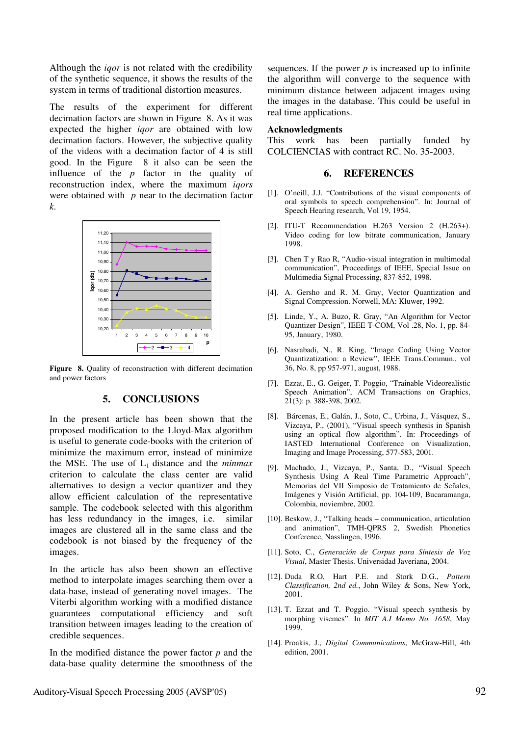Although the *iqor* is not related with the credibility of the synthetic sequence, it shows the results of the system in terms of traditional distortion measures.

The results of the experiment for different decimation factors are shown in Figure 8. As it was expected the higher *iqor* are obtained with low decimation factors. However, the subjective quality of the videos with a decimation factor of 4 is still good. In the Figure 8 it also can be seen the influence of the $p$ factor in the quality of reconstruction index, where the maximum *iqors* were obtained with $p$ near to the decimation factor $k$.

11,20
11,10
11,00
10,90
10,80
10,70
10,60
10,50
10,40
10,30
10,20

iqor (db)

1 2 3 4 5 6 7 8 9 10

p

2 3 4

**Figure 8.** Quality of reconstruction with different decimation and power factors

## 5. CONCLUSIONS

In the present article has been shown that the proposed modification to the Lloyd-Max algorithm is useful to generate code-books with the criterion of minimize the maximum error, instead of minimize the MSE. The use of $L_1$ distance and the *minmax* criterion to calculate the class center are valid alternatives to design a vector quantizer and they allow efficient calculation of the representative sample. The codebook selected with this algorithm has less redundancy in the images, i.e. similar images are clustered all in the same class and the codebook is not biased by the frequency of the images.

In the article has also been shown an effective method to interpolate images searching them over a data-base, instead of generating novel images. The Viterbi algorithm working with a modified distance guarantees computational efficiency and soft transition between images leading to the creation of credible sequences.

In the modified distance the power factor $p$ and the data-base quality determine the smoothness of the sequences. If the power $p$ is increased up to infinite the algorithm will converge to the sequence with minimum distance between adjacent images using the images in the database. This could be useful in real time applications.

**Acknowledgments**

This work has been partially funded by COLCIENCIAS with contract RC. No. 35-2003.

## 6. REFERENCES

[1]. O'neill, J.J. "Contributions of the visual components of oral symbols to speech comprehension". In: Journal of Speech Hearing research, Vol 19, 1954.

[2]. ITU-T Recommendation H.263 Version 2 (H.263+). Video coding for low bitrate communication, January 1998.

[3]. Chen T y Rao R, "Audio-visual integration in multimodal communication", Proceedings of IEEE, Special Issue on Multimedia Signal Processing, 837-852, 1998.

[4]. A. Gersho and R. M. Gray, Vector Quantization and Signal Compression. Norwell, MA: Kluwer, 1992.

[5]. Linde, Y., A. Buzo, R. Gray, "An Algorithm for Vector Quantizer Design", IEEE T-COM, Vol .28, No. 1, pp. 84-95, January, 1980.

[6]. Nasrabadi, N., R. King, "Image Coding Using Vector Quantizatization: a Review", IEEE Trans.Commun., vol 36, No. 8, pp 957-971, august, 1988.

[7]. Ezzat, E., G. Geiger, T. Poggio, "Trainable Videorealistic Speech Animation", ACM Transactions on Graphics, 21(3): p. 388-398, 2002.

[8]. Bárcenas, E., Galán, J., Soto, C., Urbina, J., Vásquez, S., Vizcaya, P., (2001), "Visual speech synthesis in Spanish using an optical flow algorithm". In: Proceedings of IASTED International Conference on Visualization, Imaging and Image Processing, 577-583, 2001.

[9]. Machado, J., Vizcaya, P., Santa, D., "Visual Speech Synthesis Using A Real Time Parametric Approach", Memorias del VII Simposio de Tratamiento de Señales, Imágenes y Visión Artificial, pp. 104-109, Bucaramanga, Colombia, noviembre, 2002.

[10]. Beskow, J., "Talking heads – communication, articulation and animation", TMH-QPRS 2, Swedish Phonetics Conference, Nasslingen, 1996.

[11]. Soto, C., *Generación de Corpus para Síntesis de Voz Visual*, Master Thesis. Universidad Javeriana, 2004.

[12]. Duda R.O, Hart P.E. and Stork D.G., *Pattern Classification, 2nd ed.*, John Wiley & Sons, New York, 2001.

[13]. T. Ezzat and T. Poggio. "Visual speech synthesis by morphing visemes". In *MIT A.I Memo No. 1658*, May 1999.

[14]. Proakis, J., *Digital Communications*, McGraw-Hill, 4th edition, 2001.